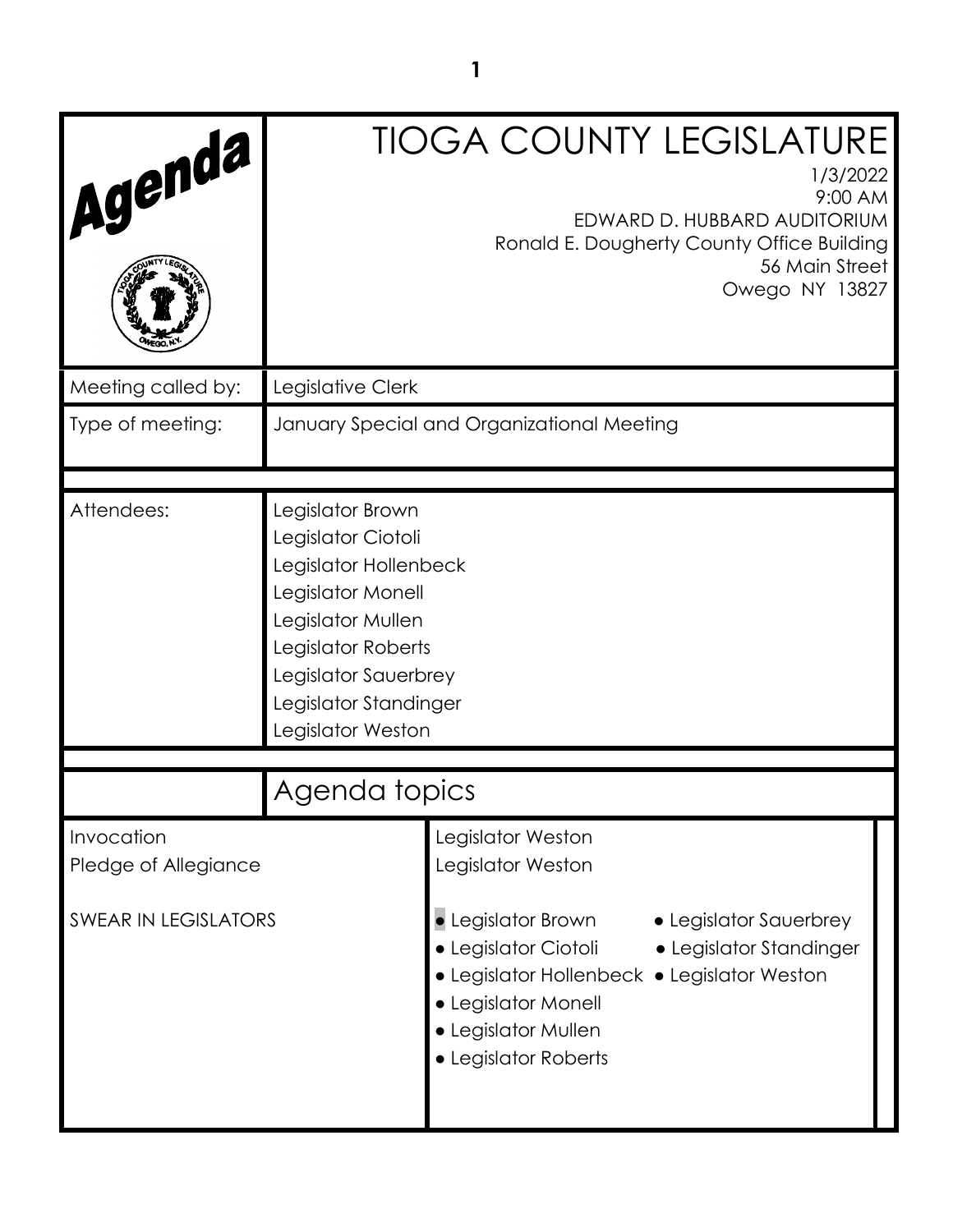# Agenda

## TIOGA COUNTY LEGISLATURE

1/3/2022
9:00 AM
EDWARD D. HUBBARD AUDITORIUM
Ronald E. Dougherty County Office Building
56 Main Street
Owego NY 13827

| | |
|---|---|
| Meeting called by: | Legislative Clerk |
| Type of meeting: | January Special and Organizational Meeting |
| Attendees: | Legislator Brown<br>Legislator Ciotoli<br>Legislator Hollenbeck<br>Legislator Monell<br>Legislator Mullen<br>Legislator Roberts<br>Legislator Sauerbrey<br>Legislator Standinger<br>Legislator Weston |

## Agenda topics

| | |
|---|---|
| Invocation | Legislator Weston |
| Pledge of Allegiance | Legislator Weston |
| SWEAR IN LEGISLATORS | • Legislator Brown<br>• Legislator Ciotoli<br>• Legislator Hollenbeck<br>• Legislator Monell<br>• Legislator Mullen<br>• Legislator Roberts<br>• Legislator Sauerbrey<br>• Legislator Standinger<br>• Legislator Weston |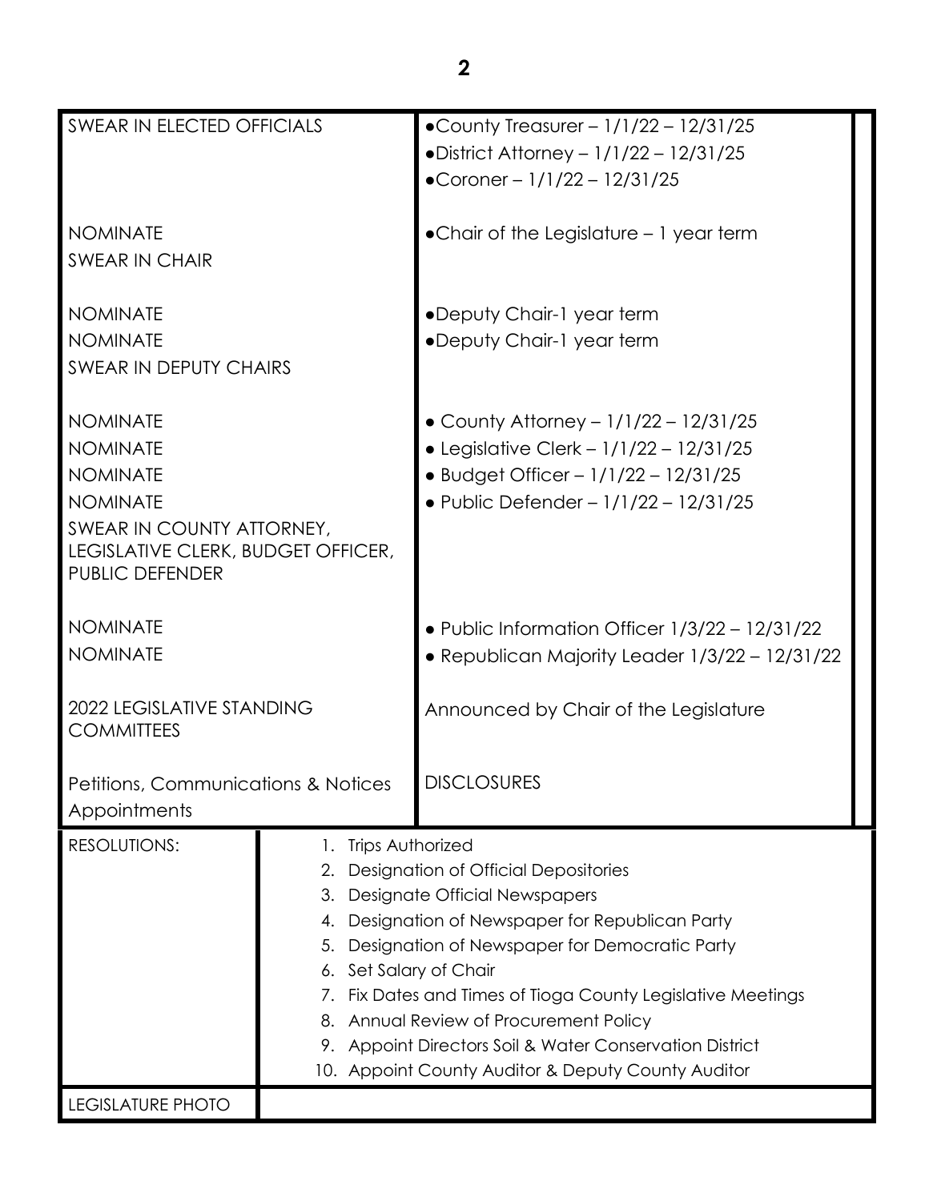| | |
|---|---|
| SWEAR IN ELECTED OFFICIALS | •County Treasurer – 1/1/22 – 12/31/25<br>•District Attorney – 1/1/22 – 12/31/25<br>•Coroner – 1/1/22 – 12/31/25 |
| NOMINATE<br>SWEAR IN CHAIR | •Chair of the Legislature – 1 year term |
| NOMINATE<br>NOMINATE<br>SWEAR IN DEPUTY CHAIRS | •Deputy Chair-1 year term<br>•Deputy Chair-1 year term |
| NOMINATE<br>NOMINATE<br>NOMINATE<br>NOMINATE<br>SWEAR IN COUNTY ATTORNEY, LEGISLATIVE CLERK, BUDGET OFFICER, PUBLIC DEFENDER | • County Attorney – 1/1/22 – 12/31/25<br>• Legislative Clerk – 1/1/22 – 12/31/25<br>• Budget Officer – 1/1/22 – 12/31/25<br>• Public Defender – 1/1/22 – 12/31/25 |
| NOMINATE<br>NOMINATE | • Public Information Officer 1/3/22 – 12/31/22<br>• Republican Majority Leader 1/3/22 – 12/31/22 |
| 2022 LEGISLATIVE STANDING COMMITTEES | Announced by Chair of the Legislature |
| Petitions, Communications & Notices<br>Appointments | DISCLOSURES |

| | |
|---|---|
| RESOLUTIONS: | 1. Trips Authorized<br>2. Designation of Official Depositories<br>3. Designate Official Newspapers<br>4. Designation of Newspaper for Republican Party<br>5. Designation of Newspaper for Democratic Party<br>6. Set Salary of Chair<br>7. Fix Dates and Times of Tioga County Legislative Meetings<br>8. Annual Review of Procurement Policy<br>9. Appoint Directors Soil & Water Conservation District<br>10. Appoint County Auditor & Deputy County Auditor |
| LEGISLATURE PHOTO | |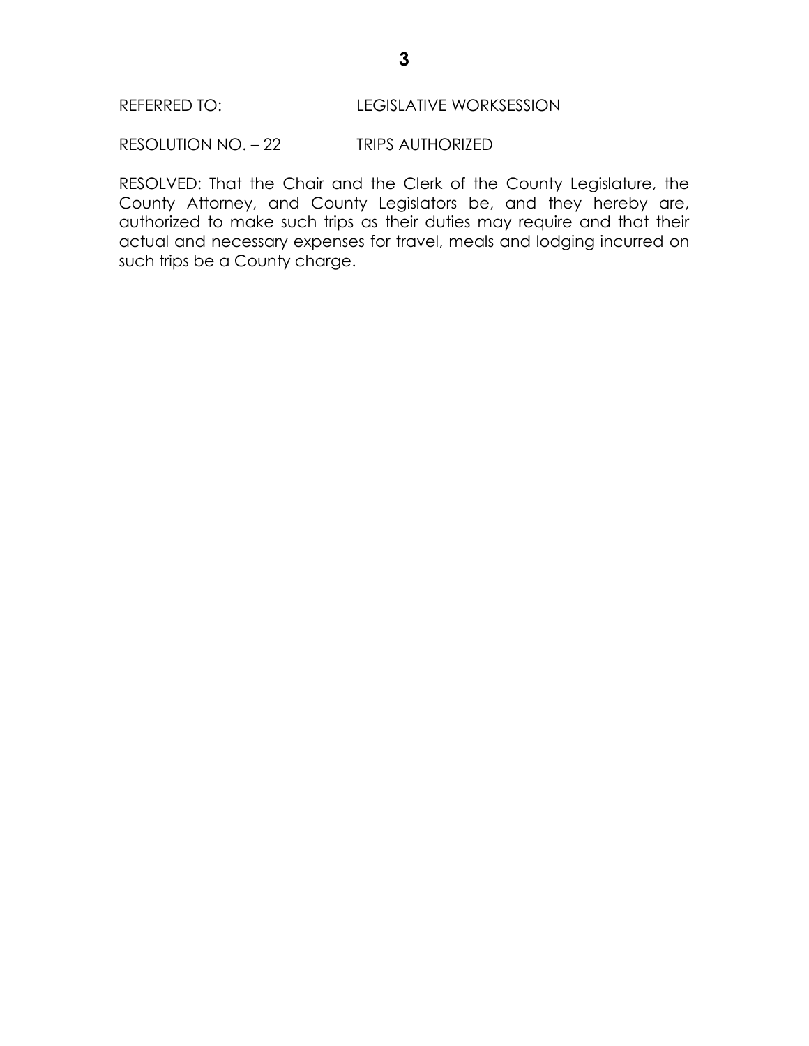REFERRED TO: LEGISLATIVE WORKSESSION

RESOLUTION NO. – 22 TRIPS AUTHORIZED

RESOLVED: That the Chair and the Clerk of the County Legislature, the County Attorney, and County Legislators be, and they hereby are, authorized to make such trips as their duties may require and that their actual and necessary expenses for travel, meals and lodging incurred on such trips be a County charge.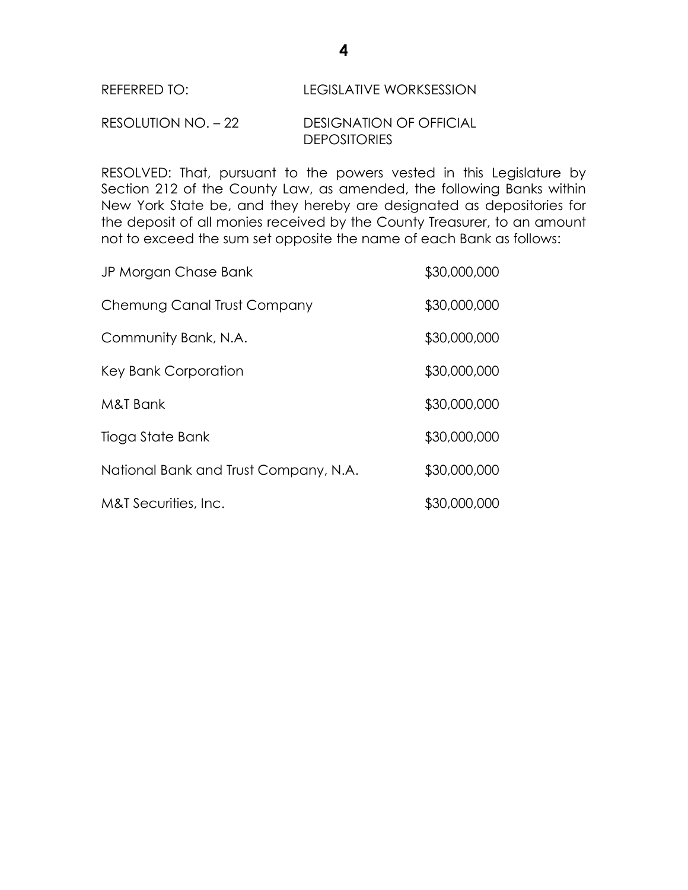REFERRED TO: LEGISLATIVE WORKSESSION

RESOLUTION NO. – 22 DESIGNATION OF OFFICIAL DEPOSITORIES

RESOLVED: That, pursuant to the powers vested in this Legislature by Section 212 of the County Law, as amended, the following Banks within New York State be, and they hereby are designated as depositories for the deposit of all monies received by the County Treasurer, to an amount not to exceed the sum set opposite the name of each Bank as follows:

| Bank | Amount |
|---|---|
| JP Morgan Chase Bank | $30,000,000 |
| Chemung Canal Trust Company | $30,000,000 |
| Community Bank, N.A. | $30,000,000 |
| Key Bank Corporation | $30,000,000 |
| M&T Bank | $30,000,000 |
| Tioga State Bank | $30,000,000 |
| National Bank and Trust Company, N.A. | $30,000,000 |
| M&T Securities, Inc. | $30,000,000 |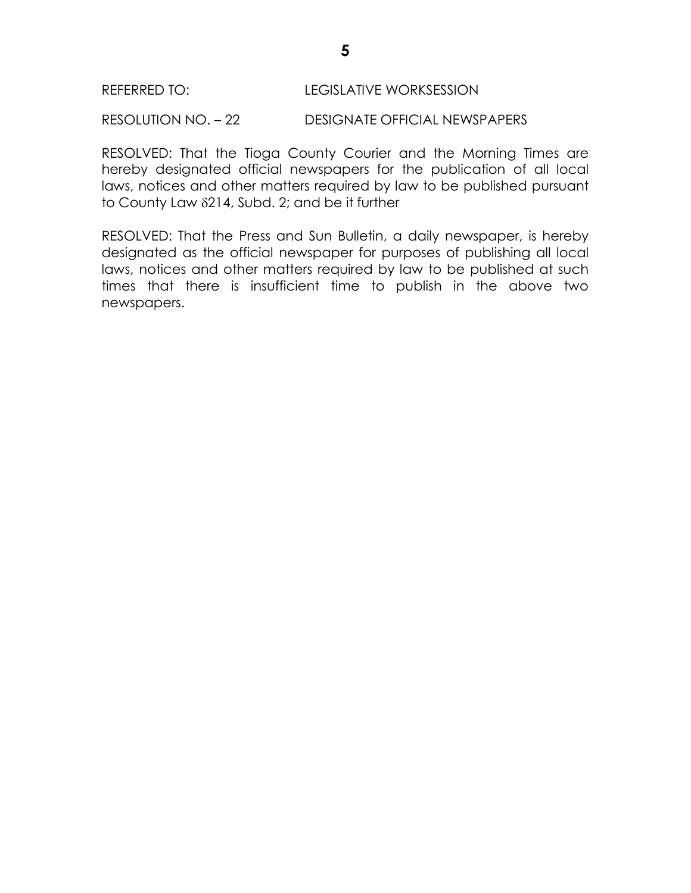REFERRED TO: LEGISLATIVE WORKSESSION

RESOLUTION NO. – 22 DESIGNATE OFFICIAL NEWSPAPERS

RESOLVED: That the Tioga County Courier and the Morning Times are hereby designated official newspapers for the publication of all local laws, notices and other matters required by law to be published pursuant to County Law δ214, Subd. 2; and be it further

RESOLVED: That the Press and Sun Bulletin, a daily newspaper, is hereby designated as the official newspaper for purposes of publishing all local laws, notices and other matters required by law to be published at such times that there is insufficient time to publish in the above two newspapers.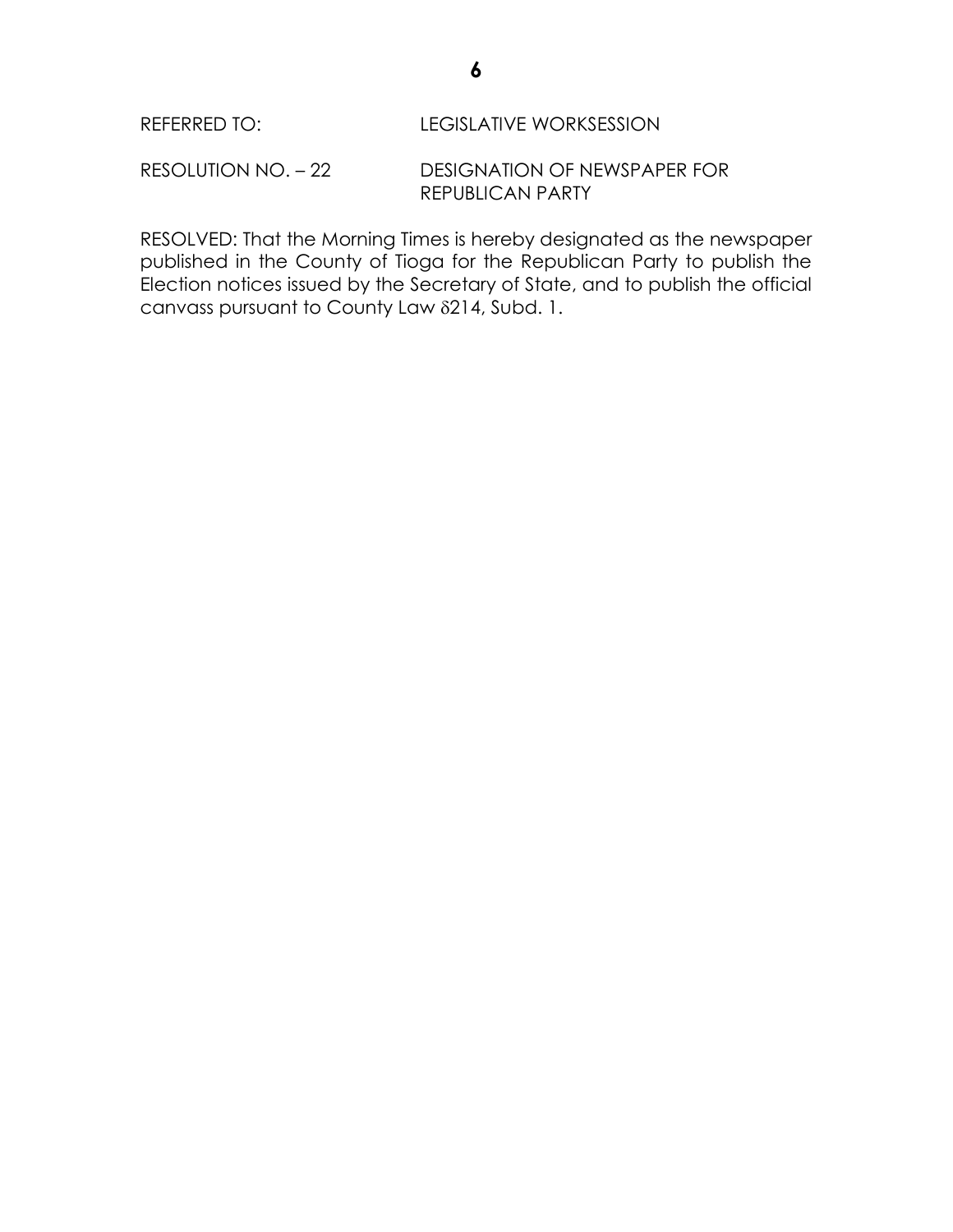REFERRED TO: LEGISLATIVE WORKSESSION

RESOLUTION NO. – 22 DESIGNATION OF NEWSPAPER FOR REPUBLICAN PARTY

RESOLVED: That the Morning Times is hereby designated as the newspaper published in the County of Tioga for the Republican Party to publish the Election notices issued by the Secretary of State, and to publish the official canvass pursuant to County Law δ214, Subd. 1.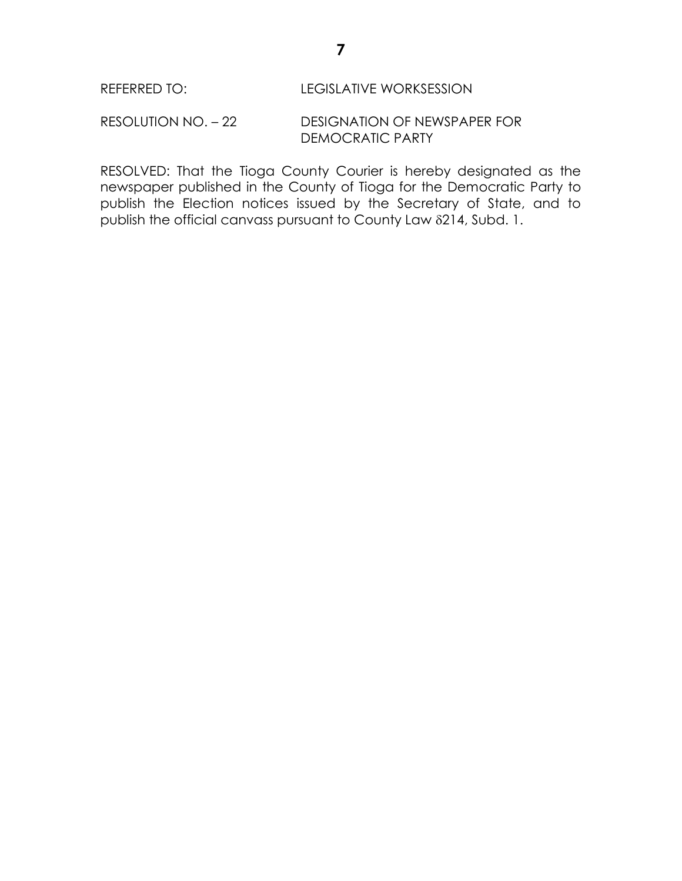REFERRED TO: LEGISLATIVE WORKSESSION

RESOLUTION NO. – 22 DESIGNATION OF NEWSPAPER FOR DEMOCRATIC PARTY

RESOLVED: That the Tioga County Courier is hereby designated as the newspaper published in the County of Tioga for the Democratic Party to publish the Election notices issued by the Secretary of State, and to publish the official canvass pursuant to County Law δ214, Subd. 1.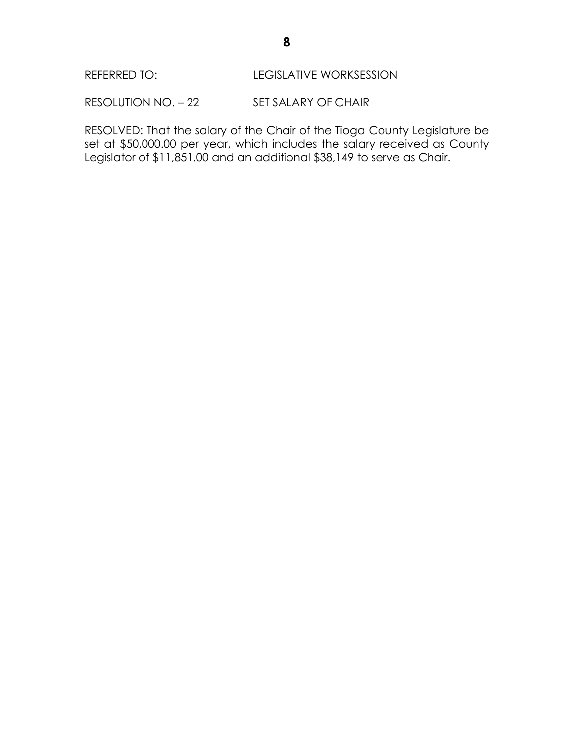REFERRED TO: LEGISLATIVE WORKSESSION

RESOLUTION NO. – 22 SET SALARY OF CHAIR

RESOLVED: That the salary of the Chair of the Tioga County Legislature be set at $50,000.00 per year, which includes the salary received as County Legislator of $11,851.00 and an additional $38,149 to serve as Chair.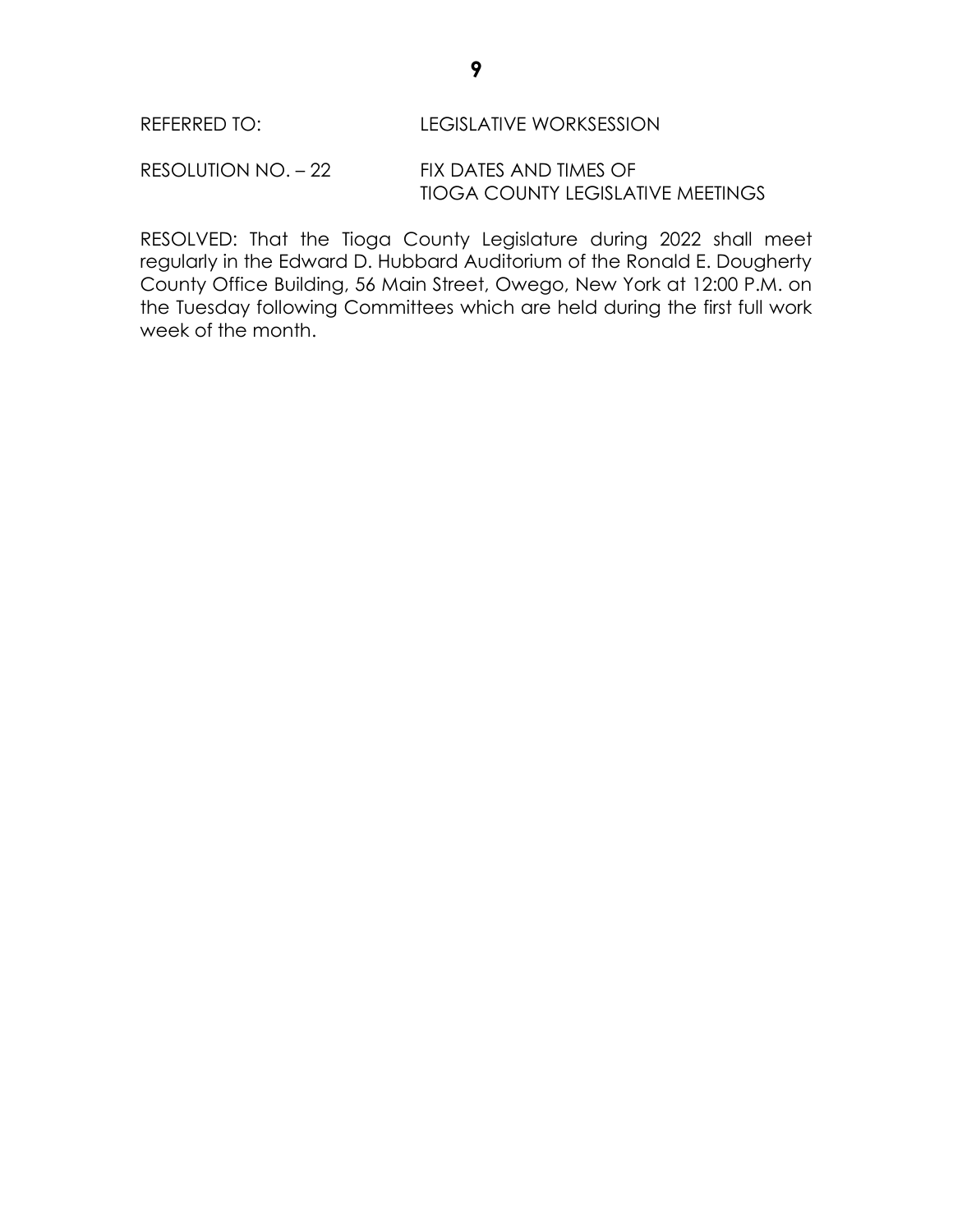REFERRED TO: LEGISLATIVE WORKSESSION

RESOLUTION NO. – 22 FIX DATES AND TIMES OF
TIOGA COUNTY LEGISLATIVE MEETINGS

RESOLVED: That the Tioga County Legislature during 2022 shall meet regularly in the Edward D. Hubbard Auditorium of the Ronald E. Dougherty County Office Building, 56 Main Street, Owego, New York at 12:00 P.M. on the Tuesday following Committees which are held during the first full work week of the month.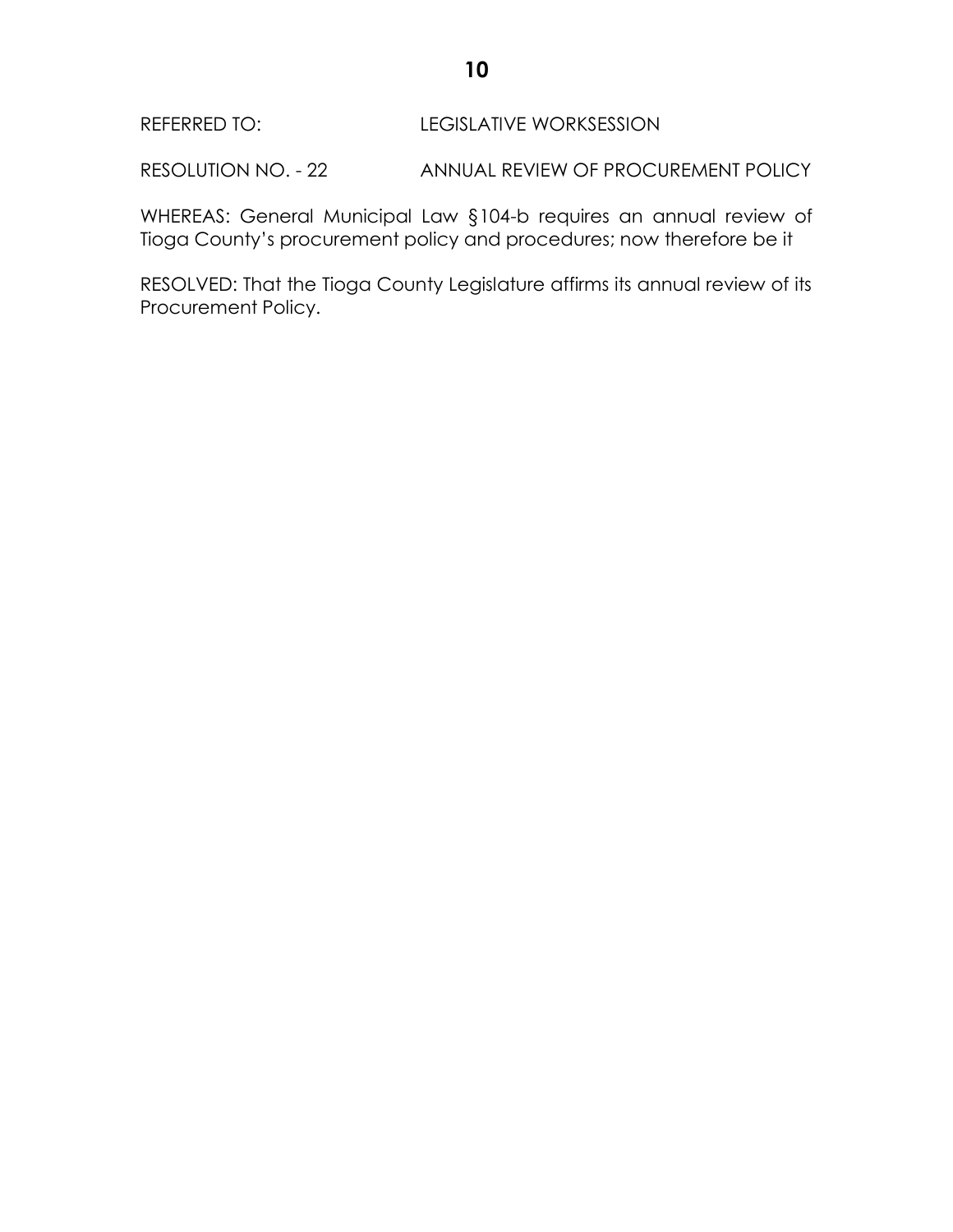REFERRED TO: LEGISLATIVE WORKSESSION

RESOLUTION NO. - 22 ANNUAL REVIEW OF PROCUREMENT POLICY

WHEREAS: General Municipal Law §104-b requires an annual review of Tioga County's procurement policy and procedures; now therefore be it

RESOLVED: That the Tioga County Legislature affirms its annual review of its Procurement Policy.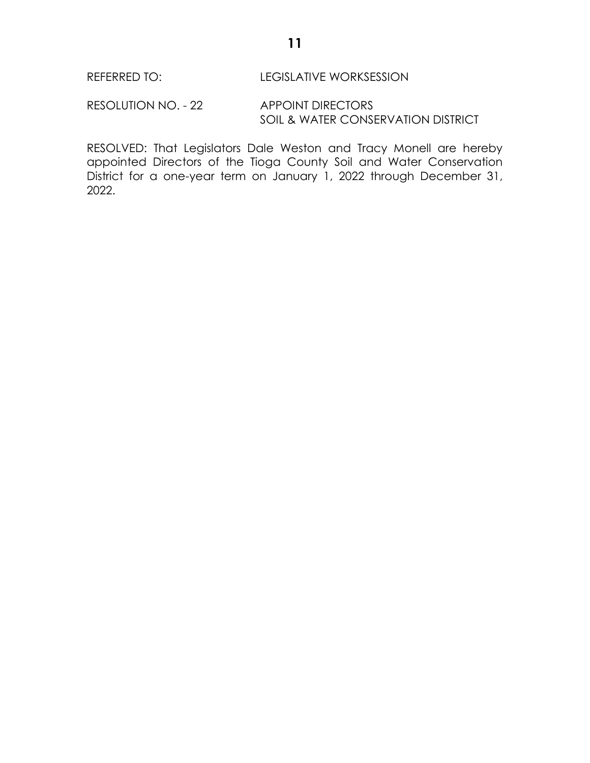REFERRED TO: LEGISLATIVE WORKSESSION

RESOLUTION NO. - 22 APPOINT DIRECTORS
SOIL & WATER CONSERVATION DISTRICT

RESOLVED: That Legislators Dale Weston and Tracy Monell are hereby appointed Directors of the Tioga County Soil and Water Conservation District for a one-year term on January 1, 2022 through December 31, 2022.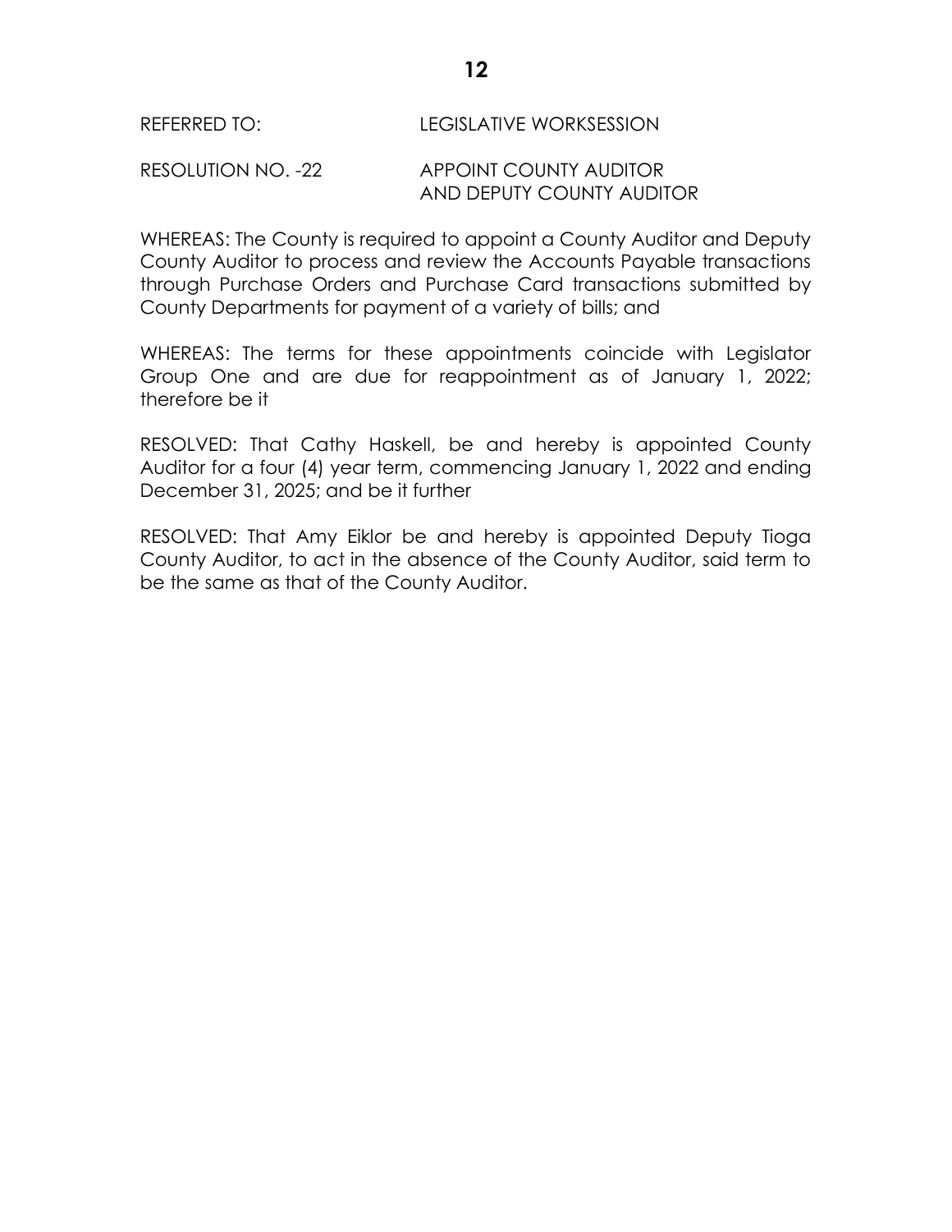REFERRED TO: LEGISLATIVE WORKSESSION

RESOLUTION NO. -22 APPOINT COUNTY AUDITOR AND DEPUTY COUNTY AUDITOR

WHEREAS: The County is required to appoint a County Auditor and Deputy County Auditor to process and review the Accounts Payable transactions through Purchase Orders and Purchase Card transactions submitted by County Departments for payment of a variety of bills; and

WHEREAS: The terms for these appointments coincide with Legislator Group One and are due for reappointment as of January 1, 2022; therefore be it

RESOLVED: That Cathy Haskell, be and hereby is appointed County Auditor for a four (4) year term, commencing January 1, 2022 and ending December 31, 2025; and be it further

RESOLVED: That Amy Eiklor be and hereby is appointed Deputy Tioga County Auditor, to act in the absence of the County Auditor, said term to be the same as that of the County Auditor.